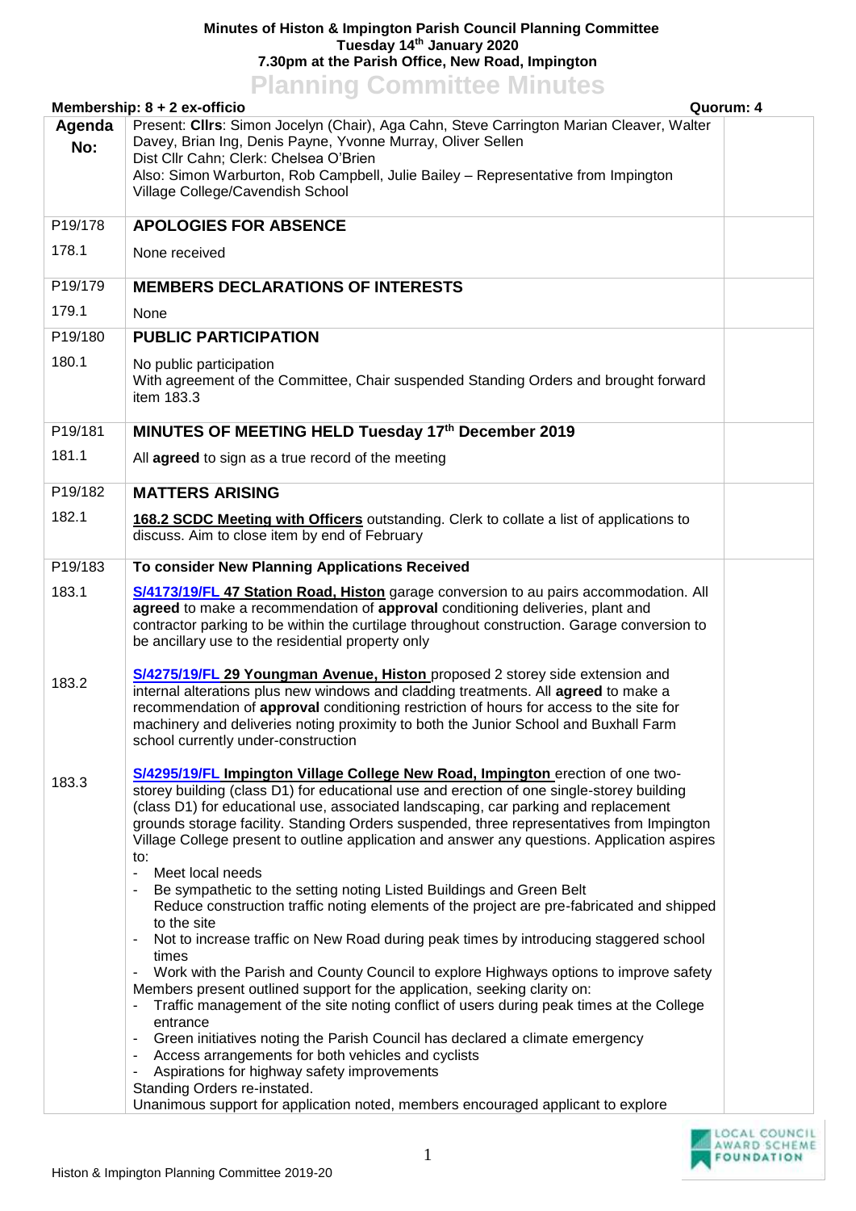**Minutes of Histon & Impington Parish Council Planning Committee**
**Tuesday 14th January 2020**
**7.30pm at the Parish Office, New Road, Impington**

# Planning Committee Minutes

**Membership: 8 + 2 ex-officio** **Quorum: 4**

| Agenda No: | Present: **Cllrs**: Simon Jocelyn (Chair), Aga Cahn, Steve Carrington Marian Cleaver, Walter Davey, Brian Ing, Denis Payne, Yvonne Murray, Oliver Sellen<br>Dist Cllr Cahn; Clerk: Chelsea O'Brien<br>Also: Simon Warburton, Rob Campbell, Julie Bailey – Representative from Impington Village College/Cavendish School | |
|---|---|---|
| P19/178 | **APOLOGIES FOR ABSENCE** | |
| 178.1 | None received | |
| P19/179 | **MEMBERS DECLARATIONS OF INTERESTS** | |
| 179.1 | None | |
| P19/180 | **PUBLIC PARTICIPATION** | |
| 180.1 | No public participation<br>With agreement of the Committee, Chair suspended Standing Orders and brought forward item 183.3 | |
| P19/181 | **MINUTES OF MEETING HELD Tuesday 17th December 2019** | |
| 181.1 | All **agreed** to sign as a true record of the meeting | |
| P19/182 | **MATTERS ARISING** | |
| 182.1 | **168.2 SCDC Meeting with Officers** outstanding. Clerk to collate a list of applications to discuss. Aim to close item by end of February | |
| P19/183 | **To consider New Planning Applications Received** | |
| 183.1 | **S/4173/19/FL 47 Station Road, Histon** garage conversion to au pairs accommodation. All **agreed** to make a recommendation of **approval** conditioning deliveries, plant and contractor parking to be within the curtilage throughout construction. Garage conversion to be ancillary use to the residential property only | |
| 183.2 | **S/4275/19/FL 29 Youngman Avenue, Histon** proposed 2 storey side extension and internal alterations plus new windows and cladding treatments. All **agreed** to make a recommendation of **approval** conditioning restriction of hours for access to the site for machinery and deliveries noting proximity to both the Junior School and Buxhall Farm school currently under-construction | |
| 183.3 | **S/4295/19/FL Impington Village College New Road, Impington** erection of one two-storey building (class D1) for educational use and erection of one single-storey building (class D1) for educational use, associated landscaping, car parking and replacement grounds storage facility. Standing Orders suspended, three representatives from Impington Village College present to outline application and answer any questions. Application aspires to:<br>- Meet local needs<br>- Be sympathetic to the setting noting Listed Buildings and Green Belt<br>Reduce construction traffic noting elements of the project are pre-fabricated and shipped to the site<br>- Not to increase traffic on New Road during peak times by introducing staggered school times<br>- Work with the Parish and County Council to explore Highways options to improve safety<br>Members present outlined support for the application, seeking clarity on:<br>- Traffic management of the site noting conflict of users during peak times at the College entrance<br>- Green initiatives noting the Parish Council has declared a climate emergency<br>- Access arrangements for both vehicles and cyclists<br>- Aspirations for highway safety improvements<br>Standing Orders re-instated.<br>Unanimous support for application noted, members encouraged applicant to explore | |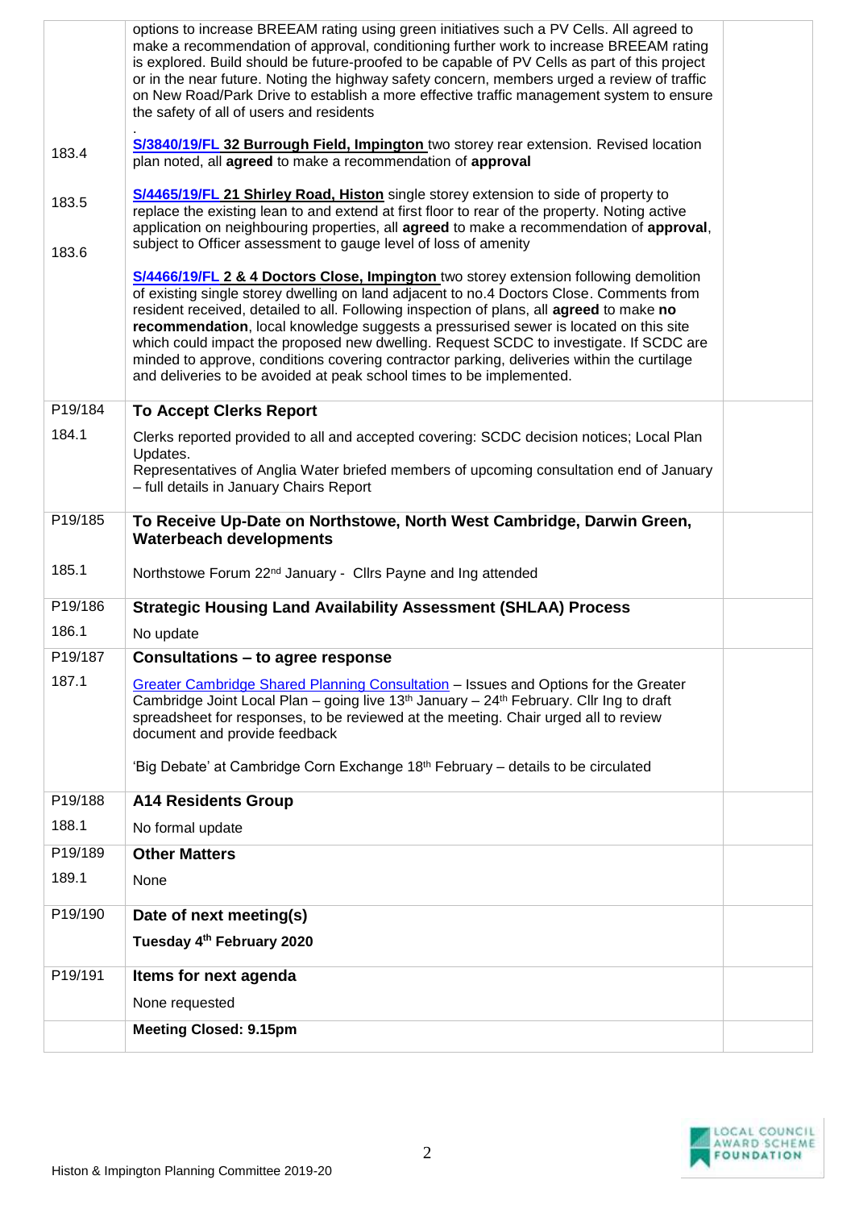| | | |
|---|---|---|
| | options to increase BREEAM rating using green initiatives such a PV Cells. All agreed to make a recommendation of approval, conditioning further work to increase BREEAM rating is explored. Build should be future-proofed to be capable of PV Cells as part of this project or in the near future. Noting the highway safety concern, members urged a review of traffic on New Road/Park Drive to establish a more effective traffic management system to ensure the safety of all of users and residents<br>. | |
| 183.4 | **S/3840/19/FL 32 Burrough Field, Impington** two storey rear extension. Revised location plan noted, all **agreed** to make a recommendation of **approval** | |
| 183.5 | **S/4465/19/FL 21 Shirley Road, Histon** single storey extension to side of property to replace the existing lean to and extend at first floor to rear of the property. Noting active application on neighbouring properties, all **agreed** to make a recommendation of **approval**, subject to Officer assessment to gauge level of loss of amenity | |
| 183.6 | **S/4466/19/FL 2 & 4 Doctors Close, Impington** two storey extension following demolition of existing single storey dwelling on land adjacent to no.4 Doctors Close. Comments from resident received, detailed to all. Following inspection of plans, all **agreed** to make **no recommendation**, local knowledge suggests a pressurised sewer is located on this site which could impact the proposed new dwelling. Request SCDC to investigate. If SCDC are minded to approve, conditions covering contractor parking, deliveries within the curtilage and deliveries to be avoided at peak school times to be implemented. | |
| P19/184 | **To Accept Clerks Report** | |
| 184.1 | Clerks reported provided to all and accepted covering: SCDC decision notices; Local Plan Updates.<br>Representatives of Anglia Water briefed members of upcoming consultation end of January – full details in January Chairs Report | |
| P19/185 | **To Receive Up-Date on Northstowe, North West Cambridge, Darwin Green, Waterbeach developments** | |
| 185.1 | Northstowe Forum 22nd January - Cllrs Payne and Ing attended | |
| P19/186 | **Strategic Housing Land Availability Assessment (SHLAA) Process** | |
| 186.1 | No update | |
| P19/187 | **Consultations – to agree response** | |
| 187.1 | Greater Cambridge Shared Planning Consultation – Issues and Options for the Greater Cambridge Joint Local Plan – going live 13th January – 24th February. Cllr Ing to draft spreadsheet for responses, to be reviewed at the meeting. Chair urged all to review document and provide feedback<br><br>'Big Debate' at Cambridge Corn Exchange 18th February – details to be circulated | |
| P19/188 | **A14 Residents Group** | |
| 188.1 | No formal update | |
| P19/189 | **Other Matters** | |
| 189.1 | None | |
| P19/190 | **Date of next meeting(s)**<br>**Tuesday 4th February 2020** | |
| P19/191 | **Items for next agenda**<br>None requested | |
| | **Meeting Closed: 9.15pm** | |